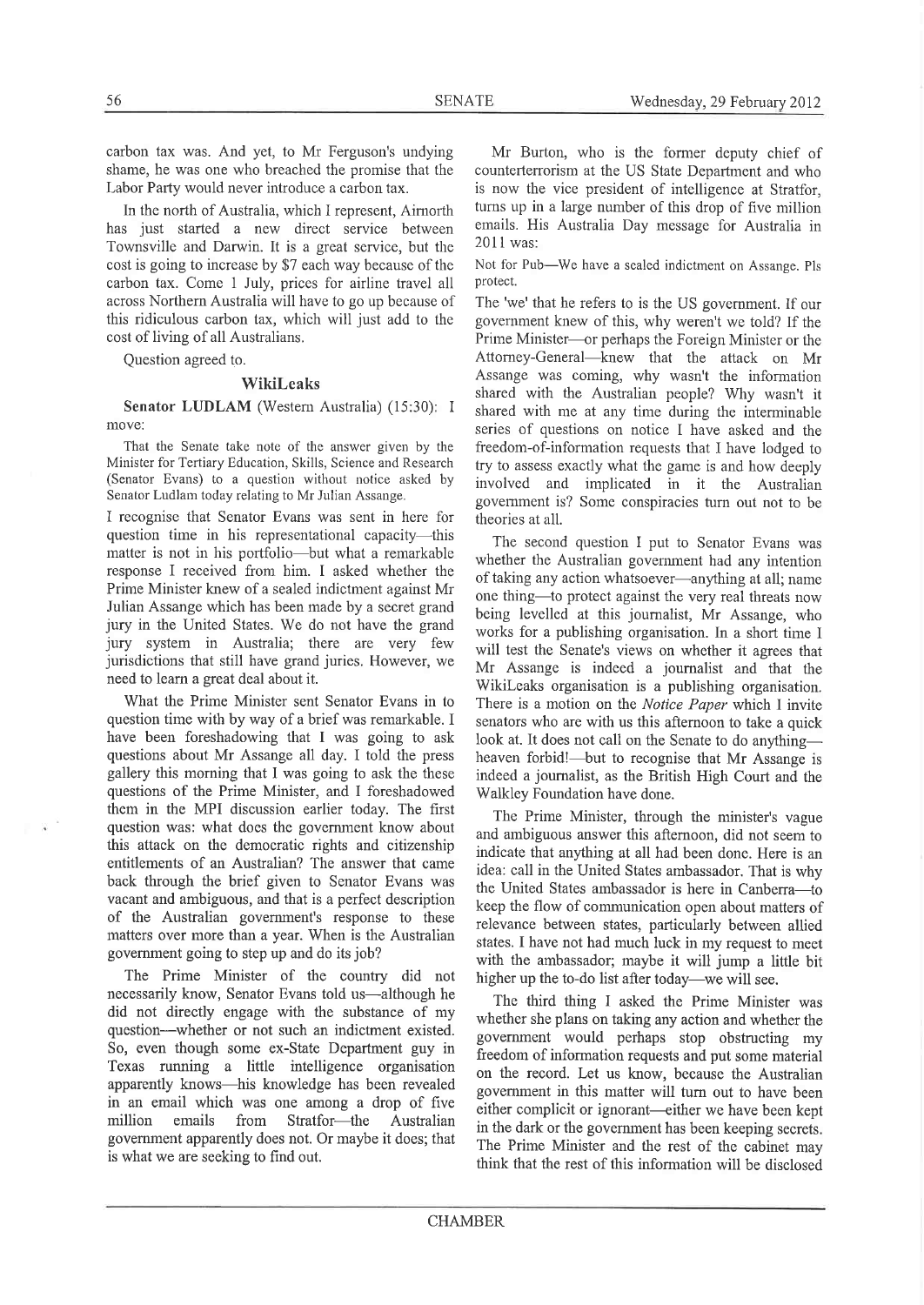carbon tax was. And yet, to Mr Ferguson's undying shame, he was one who breached the promise that the Labor Party would never introduce a carbon tax.

In the north of Australia, which I represent, Airnorth has just started a new direct service between Townsville and Darwin. It is a great service, but the cost is going to increase by $7 each way because of the carbon tax. Come 1 July, prices for airline travel all across Northern Australia will have to go up because of this ridiculous carbon tax, which will just add to the cost of living of all Australians.

Question agreed to.

### WikiLeaks

**Senator LUDLAM** (Western Australia) (15:30): I move:

That the Senate take note of the answer given by the Minister for Tertiary Education, Skills, Science and Research (Senator Evans) to a question without notice asked by Senator Ludlam today relating to Mr Julian Assange.

I recognise that Senator Evans was sent in here for question time in his representational capacity—this matter is not in his portfolio—but what a remarkable response I received from him. I asked whether the Prime Minister knew of a sealed indictment against Mr Julian Assange which has been made by a secret grand jury in the United States. We do not have the grand jury system in Australia; there are very few jurisdictions that still have grand juries. However, we need to learn a great deal about it.

What the Prime Minister sent Senator Evans in to question time with by way of a brief was remarkable. I have been foreshadowing that I was going to ask questions about Mr Assange all day. I told the press gallery this morning that I was going to ask the these questions of the Prime Minister, and I foreshadowed them in the MPI discussion earlier today. The first question was: what does the government know about this attack on the democratic rights and citizenship entitlements of an Australian? The answer that came back through the brief given to Senator Evans was vacant and ambiguous, and that is a perfect description of the Australian government's response to these matters over more than a year. When is the Australian government going to step up and do its job?

The Prime Minister of the country did not necessarily know, Senator Evans told us—although he did not directly engage with the substance of my question—whether or not such an indictment existed. So, even though some ex-State Department guy in Texas running a little intelligence organisation apparently knows—his knowledge has been revealed in an email which was one among a drop of five million emails from Stratfor—the Australian government apparently does not. Or maybe it does; that is what we are seeking to find out.

Mr Burton, who is the former deputy chief of counterterrorism at the US State Department and who is now the vice president of intelligence at Stratfor, turns up in a large number of this drop of five million emails. His Australia Day message for Australia in 2011 was:

Not for Pub—We have a sealed indictment on Assange. Pls protect.

The 'we' that he refers to is the US government. If our government knew of this, why weren't we told? If the Prime Minister—or perhaps the Foreign Minister or the Attorney-General—knew that the attack on Mr Assange was coming, why wasn't the information shared with the Australian people? Why wasn't it shared with me at any time during the interminable series of questions on notice I have asked and the freedom-of-information requests that I have lodged to try to assess exactly what the game is and how deeply involved and implicated in it the Australian government is? Some conspiracies turn out not to be theories at all.

The second question I put to Senator Evans was whether the Australian government had any intention of taking any action whatsoever—anything at all; name one thing—to protect against the very real threats now being levelled at this journalist, Mr Assange, who works for a publishing organisation. In a short time I will test the Senate's views on whether it agrees that Mr Assange is indeed a journalist and that the WikiLeaks organisation is a publishing organisation. There is a motion on the *Notice Paper* which I invite senators who are with us this afternoon to take a quick look at. It does not call on the Senate to do anything—heaven forbid!—but to recognise that Mr Assange is indeed a journalist, as the British High Court and the Walkley Foundation have done.

The Prime Minister, through the minister's vague and ambiguous answer this afternoon, did not seem to indicate that anything at all had been done. Here is an idea: call in the United States ambassador. That is why the United States ambassador is here in Canberra—to keep the flow of communication open about matters of relevance between states, particularly between allied states. I have not had much luck in my request to meet with the ambassador; maybe it will jump a little bit higher up the to-do list after today—we will see.

The third thing I asked the Prime Minister was whether she plans on taking any action and whether the government would perhaps stop obstructing my freedom of information requests and put some material on the record. Let us know, because the Australian government in this matter will turn out to have been either complicit or ignorant—either we have been kept in the dark or the government has been keeping secrets. The Prime Minister and the rest of the cabinet may think that the rest of this information will be disclosed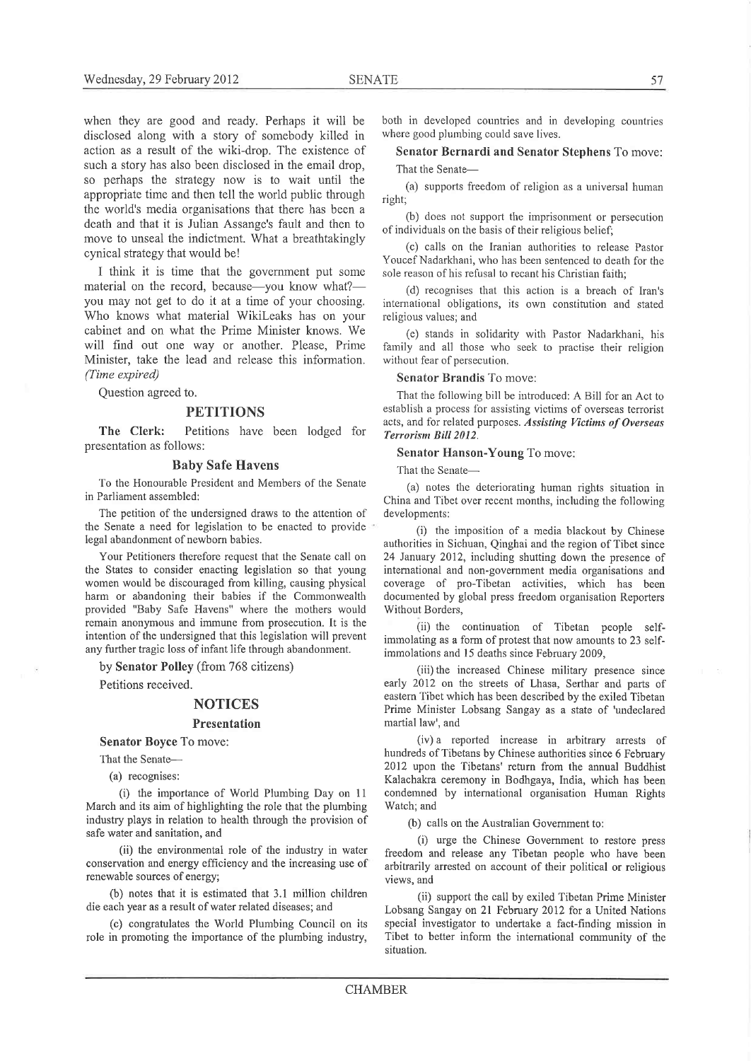when they are good and ready. Perhaps it will be disclosed along with a story of somebody killed in action as a result of the wiki-drop. The existence of such a story has also been disclosed in the email drop, so perhaps the strategy now is to wait until the appropriate time and then tell the world public through the world's media organisations that there has been a death and that it is Julian Assange's fault and then to move to unseal the indictment. What a breathtakingly cynical strategy that would be!

I think it is time that the government put some material on the record, because—you know what?—you may not get to do it at a time of your choosing. Who knows what material WikiLeaks has on your cabinet and on what the Prime Minister knows. We will find out one way or another. Please, Prime Minister, take the lead and release this information. *(Time expired)*

Question agreed to.

## PETITIONS

**The Clerk:** Petitions have been lodged for presentation as follows:

### Baby Safe Havens

To the Honourable President and Members of the Senate in Parliament assembled:

The petition of the undersigned draws to the attention of the Senate a need for legislation to be enacted to provide legal abandonment of newborn babies.

Your Petitioners therefore request that the Senate call on the States to consider enacting legislation so that young women would be discouraged from killing, causing physical harm or abandoning their babies if the Commonwealth provided "Baby Safe Havens" where the mothers would remain anonymous and immune from prosecution. It is the intention of the undersigned that this legislation will prevent any further tragic loss of infant life through abandonment.

by **Senator Polley** (from 768 citizens)

Petitions received.

## NOTICES

### Presentation

**Senator Boyce** To move:

That the Senate—

(a) recognises:

(i) the importance of World Plumbing Day on 11 March and its aim of highlighting the role that the plumbing industry plays in relation to health through the provision of safe water and sanitation, and

(ii) the environmental role of the industry in water conservation and energy efficiency and the increasing use of renewable sources of energy;

(b) notes that it is estimated that 3.1 million children die each year as a result of water related diseases; and

(c) congratulates the World Plumbing Council on its role in promoting the importance of the plumbing industry, both in developed countries and in developing countries where good plumbing could save lives.

**Senator Bernardi and Senator Stephens** To move:

That the Senate—

(a) supports freedom of religion as a universal human right;

(b) does not support the imprisonment or persecution of individuals on the basis of their religious belief;

(c) calls on the Iranian authorities to release Pastor Youcef Nadarkhani, who has been sentenced to death for the sole reason of his refusal to recant his Christian faith;

(d) recognises that this action is a breach of Iran's international obligations, its own constitution and stated religious values; and

(e) stands in solidarity with Pastor Nadarkhani, his family and all those who seek to practise their religion without fear of persecution.

**Senator Brandis** To move:

That the following bill be introduced: A Bill for an Act to establish a process for assisting victims of overseas terrorist acts, and for related purposes. ***Assisting Victims of Overseas Terrorism Bill 2012***.

**Senator Hanson-Young** To move:

That the Senate—

(a) notes the deteriorating human rights situation in China and Tibet over recent months, including the following developments:

(i) the imposition of a media blackout by Chinese authorities in Sichuan, Qinghai and the region of Tibet since 24 January 2012, including shutting down the presence of international and non-government media organisations and coverage of pro-Tibetan activities, which has been documented by global press freedom organisation Reporters Without Borders,

(ii) the continuation of Tibetan people self-immolating as a form of protest that now amounts to 23 self-immolations and 15 deaths since February 2009,

(iii) the increased Chinese military presence since early 2012 on the streets of Lhasa, Serthar and parts of eastern Tibet which has been described by the exiled Tibetan Prime Minister Lobsang Sangay as a state of 'undeclared martial law', and

(iv) a reported increase in arbitrary arrests of hundreds of Tibetans by Chinese authorities since 6 February 2012 upon the Tibetans' return from the annual Buddhist Kalachakra ceremony in Bodhgaya, India, which has been condemned by international organisation Human Rights Watch; and

(b) calls on the Australian Government to:

(i) urge the Chinese Government to restore press freedom and release any Tibetan people who have been arbitrarily arrested on account of their political or religious views, and

(ii) support the call by exiled Tibetan Prime Minister Lobsang Sangay on 21 February 2012 for a United Nations special investigator to undertake a fact-finding mission in Tibet to better inform the international community of the situation.